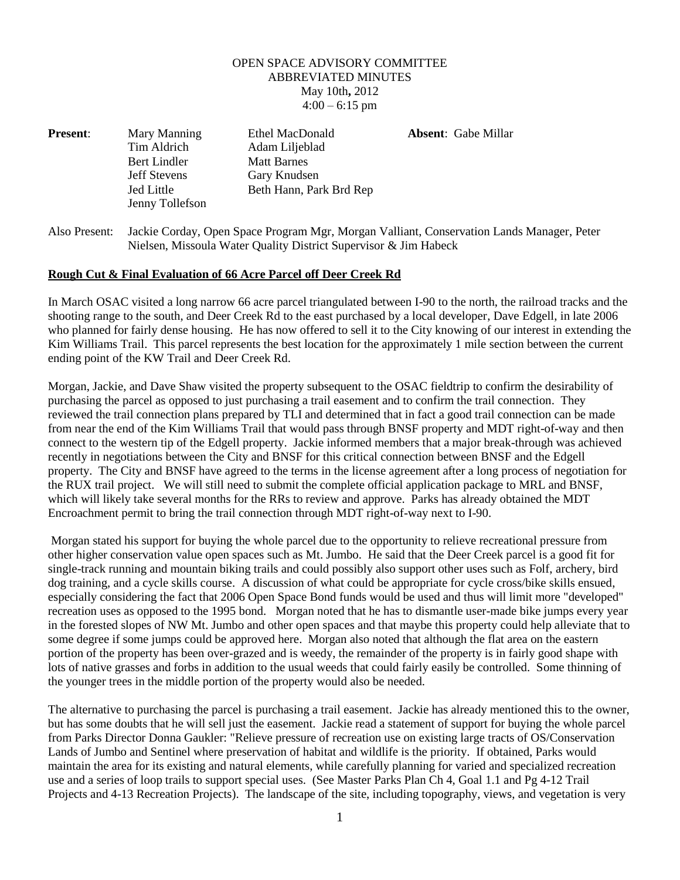OPEN SPACE ADVISORY COMMITTEE
ABBREVIATED MINUTES
May 10th**,** 2012
4:00 – 6:15 pm

| **Present**: | | | **Absent**: Gabe Millar |
|---|---|---|---|
| | Mary Manning | Ethel MacDonald | |
| | Tim Aldrich | Adam Liljeblad | |
| | Bert Lindler | Matt Barnes | |
| | Jeff Stevens | Gary Knudsen | |
| | Jed Little | Beth Hann, Park Brd Rep | |
| | Jenny Tollefson | | |

Also Present: Jackie Corday, Open Space Program Mgr, Morgan Valliant, Conservation Lands Manager, Peter Nielsen, Missoula Water Quality District Supervisor & Jim Habeck

**Rough Cut & Final Evaluation of 66 Acre Parcel off Deer Creek Rd**

In March OSAC visited a long narrow 66 acre parcel triangulated between I-90 to the north, the railroad tracks and the shooting range to the south, and Deer Creek Rd to the east purchased by a local developer, Dave Edgell, in late 2006 who planned for fairly dense housing. He has now offered to sell it to the City knowing of our interest in extending the Kim Williams Trail. This parcel represents the best location for the approximately 1 mile section between the current ending point of the KW Trail and Deer Creek Rd.

Morgan, Jackie, and Dave Shaw visited the property subsequent to the OSAC fieldtrip to confirm the desirability of purchasing the parcel as opposed to just purchasing a trail easement and to confirm the trail connection. They reviewed the trail connection plans prepared by TLI and determined that in fact a good trail connection can be made from near the end of the Kim Williams Trail that would pass through BNSF property and MDT right-of-way and then connect to the western tip of the Edgell property. Jackie informed members that a major break-through was achieved recently in negotiations between the City and BNSF for this critical connection between BNSF and the Edgell property. The City and BNSF have agreed to the terms in the license agreement after a long process of negotiation for the RUX trail project. We will still need to submit the complete official application package to MRL and BNSF, which will likely take several months for the RRs to review and approve. Parks has already obtained the MDT Encroachment permit to bring the trail connection through MDT right-of-way next to I-90.

Morgan stated his support for buying the whole parcel due to the opportunity to relieve recreational pressure from other higher conservation value open spaces such as Mt. Jumbo. He said that the Deer Creek parcel is a good fit for single-track running and mountain biking trails and could possibly also support other uses such as Folf, archery, bird dog training, and a cycle skills course. A discussion of what could be appropriate for cycle cross/bike skills ensued, especially considering the fact that 2006 Open Space Bond funds would be used and thus will limit more "developed" recreation uses as opposed to the 1995 bond. Morgan noted that he has to dismantle user-made bike jumps every year in the forested slopes of NW Mt. Jumbo and other open spaces and that maybe this property could help alleviate that to some degree if some jumps could be approved here. Morgan also noted that although the flat area on the eastern portion of the property has been over-grazed and is weedy, the remainder of the property is in fairly good shape with lots of native grasses and forbs in addition to the usual weeds that could fairly easily be controlled. Some thinning of the younger trees in the middle portion of the property would also be needed.

The alternative to purchasing the parcel is purchasing a trail easement. Jackie has already mentioned this to the owner, but has some doubts that he will sell just the easement. Jackie read a statement of support for buying the whole parcel from Parks Director Donna Gaukler: "Relieve pressure of recreation use on existing large tracts of OS/Conservation Lands of Jumbo and Sentinel where preservation of habitat and wildlife is the priority. If obtained, Parks would maintain the area for its existing and natural elements, while carefully planning for varied and specialized recreation use and a series of loop trails to support special uses. (See Master Parks Plan Ch 4, Goal 1.1 and Pg 4-12 Trail Projects and 4-13 Recreation Projects). The landscape of the site, including topography, views, and vegetation is very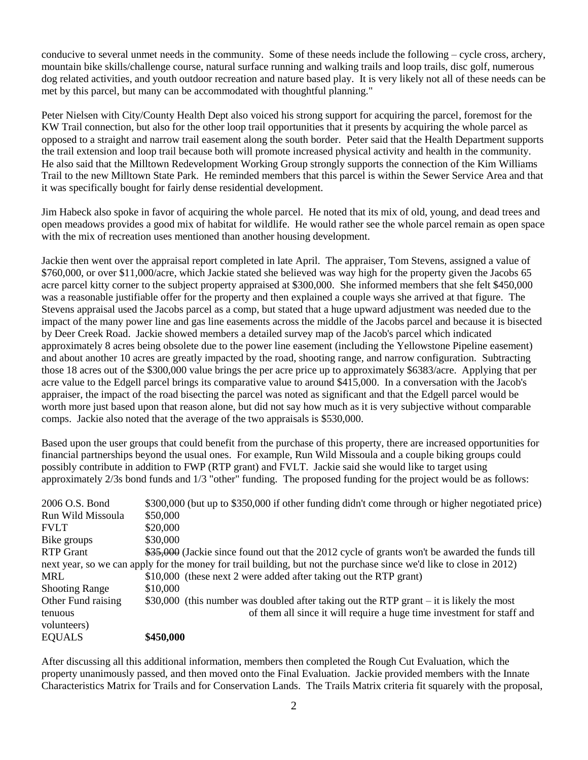conducive to several unmet needs in the community. Some of these needs include the following – cycle cross, archery, mountain bike skills/challenge course, natural surface running and walking trails and loop trails, disc golf, numerous dog related activities, and youth outdoor recreation and nature based play. It is very likely not all of these needs can be met by this parcel, but many can be accommodated with thoughtful planning."

Peter Nielsen with City/County Health Dept also voiced his strong support for acquiring the parcel, foremost for the KW Trail connection, but also for the other loop trail opportunities that it presents by acquiring the whole parcel as opposed to a straight and narrow trail easement along the south border. Peter said that the Health Department supports the trail extension and loop trail because both will promote increased physical activity and health in the community. He also said that the Milltown Redevelopment Working Group strongly supports the connection of the Kim Williams Trail to the new Milltown State Park. He reminded members that this parcel is within the Sewer Service Area and that it was specifically bought for fairly dense residential development.

Jim Habeck also spoke in favor of acquiring the whole parcel. He noted that its mix of old, young, and dead trees and open meadows provides a good mix of habitat for wildlife. He would rather see the whole parcel remain as open space with the mix of recreation uses mentioned than another housing development.

Jackie then went over the appraisal report completed in late April. The appraiser, Tom Stevens, assigned a value of \$760,000, or over \$11,000/acre, which Jackie stated she believed was way high for the property given the Jacobs 65 acre parcel kitty corner to the subject property appraised at \$300,000. She informed members that she felt \$450,000 was a reasonable justifiable offer for the property and then explained a couple ways she arrived at that figure. The Stevens appraisal used the Jacobs parcel as a comp, but stated that a huge upward adjustment was needed due to the impact of the many power line and gas line easements across the middle of the Jacobs parcel and because it is bisected by Deer Creek Road. Jackie showed members a detailed survey map of the Jacob's parcel which indicated approximately 8 acres being obsolete due to the power line easement (including the Yellowstone Pipeline easement) and about another 10 acres are greatly impacted by the road, shooting range, and narrow configuration. Subtracting those 18 acres out of the \$300,000 value brings the per acre price up to approximately \$6383/acre. Applying that per acre value to the Edgell parcel brings its comparative value to around \$415,000. In a conversation with the Jacob's appraiser, the impact of the road bisecting the parcel was noted as significant and that the Edgell parcel would be worth more just based upon that reason alone, but did not say how much as it is very subjective without comparable comps. Jackie also noted that the average of the two appraisals is \$530,000.

Based upon the user groups that could benefit from the purchase of this property, there are increased opportunities for financial partnerships beyond the usual ones. For example, Run Wild Missoula and a couple biking groups could possibly contribute in addition to FWP (RTP grant) and FVLT. Jackie said she would like to target using approximately 2/3s bond funds and 1/3 "other" funding. The proposed funding for the project would be as follows:

| | |
|---|---|
| 2006 O.S. Bond | \$300,000 (but up to \$350,000 if other funding didn't come through or higher negotiated price) |
| Run Wild Missoula | \$50,000 |
| FVLT | \$20,000 |
| Bike groups | \$30,000 |
| RTP Grant | ~~\$35,000~~ (Jackie since found out that the 2012 cycle of grants won't be awarded the funds till next year, so we can apply for the money for trail building, but not the purchase since we'd like to close in 2012) |
| MRL | \$10,000 (these next 2 were added after taking out the RTP grant) |
| Shooting Range | \$10,000 |
| Other Fund raising volunteers) | \$30,000 (this number was doubled after taking out the RTP grant – it is likely the most tenuous of them all since it will require a huge time investment for staff and |
| EQUALS | **\$450,000** |

After discussing all this additional information, members then completed the Rough Cut Evaluation, which the property unanimously passed, and then moved onto the Final Evaluation. Jackie provided members with the Innate Characteristics Matrix for Trails and for Conservation Lands. The Trails Matrix criteria fit squarely with the proposal,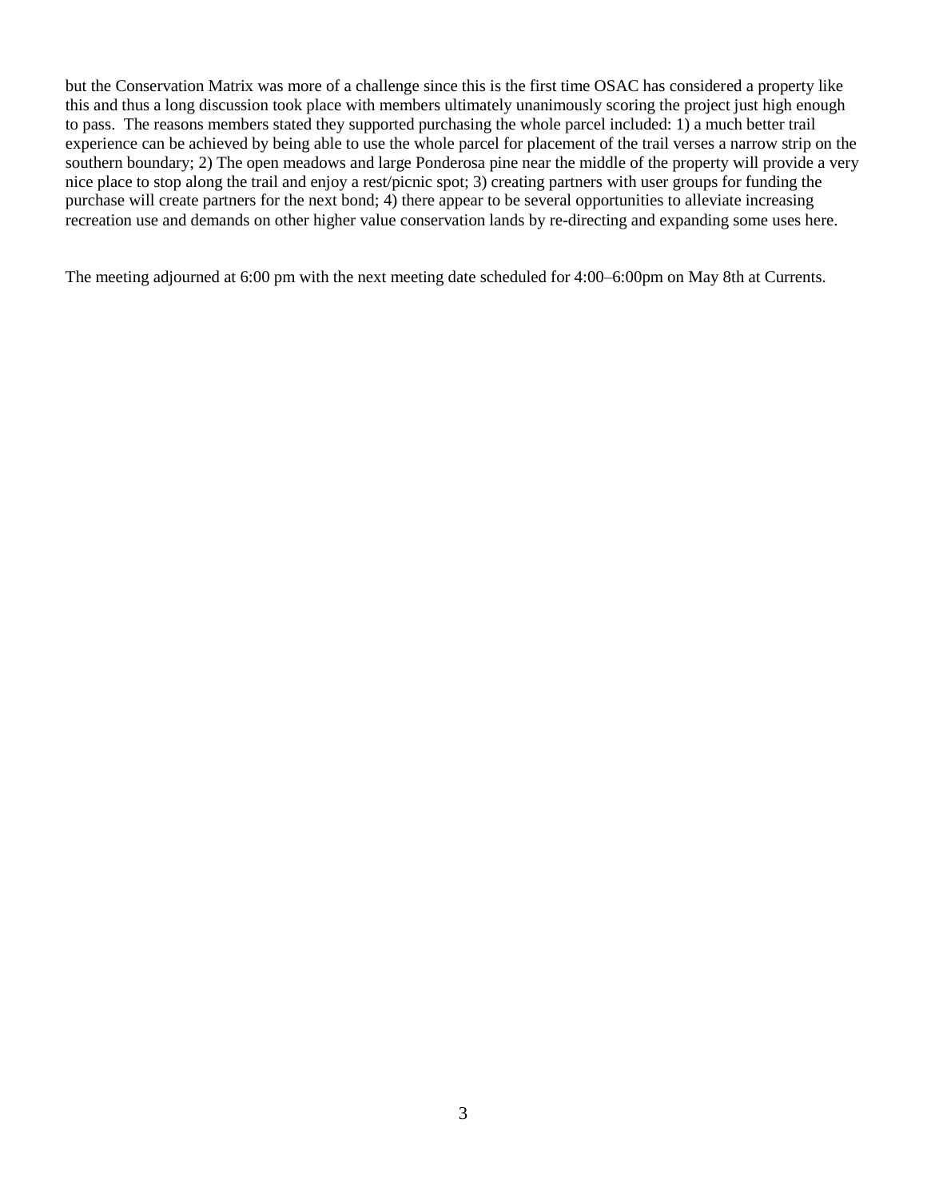but the Conservation Matrix was more of a challenge since this is the first time OSAC has considered a property like this and thus a long discussion took place with members ultimately unanimously scoring the project just high enough to pass. The reasons members stated they supported purchasing the whole parcel included: 1) a much better trail experience can be achieved by being able to use the whole parcel for placement of the trail verses a narrow strip on the southern boundary; 2) The open meadows and large Ponderosa pine near the middle of the property will provide a very nice place to stop along the trail and enjoy a rest/picnic spot; 3) creating partners with user groups for funding the purchase will create partners for the next bond; 4) there appear to be several opportunities to alleviate increasing recreation use and demands on other higher value conservation lands by re-directing and expanding some uses here.

The meeting adjourned at 6:00 pm with the next meeting date scheduled for 4:00–6:00pm on May 8th at Currents.